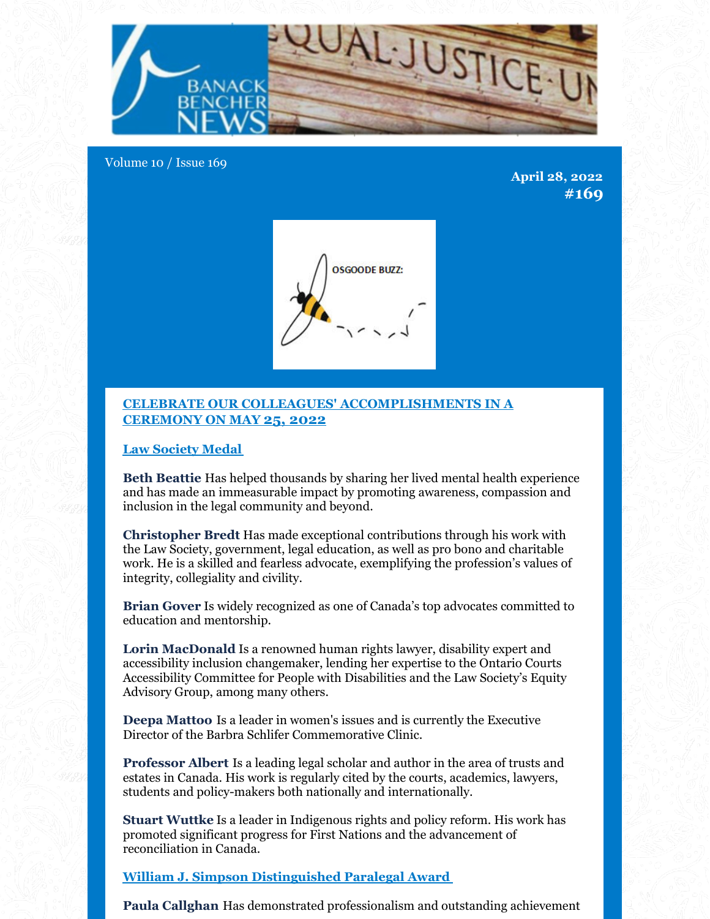Volume 10 / Issue 169

**April 28, 2022**
**#169**

## [CELEBRATE OUR COLLEAGUES' ACCOMPLISHMENTS IN A CEREMONY ON MAY 25, 2022]

### [Law Society Medal]

**Beth Beattie** Has helped thousands by sharing her lived mental health experience and has made an immeasurable impact by promoting awareness, compassion and inclusion in the legal community and beyond.

**Christopher Bredt** Has made exceptional contributions through his work with the Law Society, government, legal education, as well as pro bono and charitable work. He is a skilled and fearless advocate, exemplifying the profession's values of integrity, collegiality and civility.

**Brian Gover** Is widely recognized as one of Canada's top advocates committed to education and mentorship.

**Lorin MacDonald** Is a renowned human rights lawyer, disability expert and accessibility inclusion changemaker, lending her expertise to the Ontario Courts Accessibility Committee for People with Disabilities and the Law Society's Equity Advisory Group, among many others.

**Deepa Mattoo** Is a leader in women's issues and is currently the Executive Director of the Barbra Schlifer Commemorative Clinic.

**Professor Albert** Is a leading legal scholar and author in the area of trusts and estates in Canada. His work is regularly cited by the courts, academics, lawyers, students and policy-makers both nationally and internationally.

**Stuart Wuttke** Is a leader in Indigenous rights and policy reform. His work has promoted significant progress for First Nations and the advancement of reconciliation in Canada.

### [William J. Simpson Distinguished Paralegal Award]

**Paula Callghan** Has demonstrated professionalism and outstanding achievement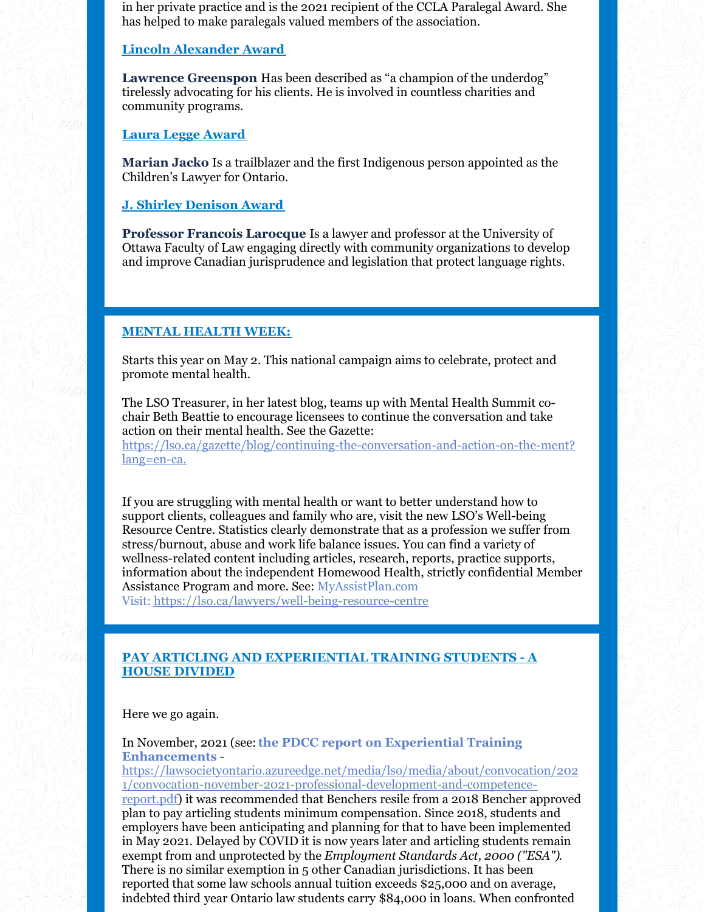in her private practice and is the 2021 recipient of the CCLA Paralegal Award. She has helped to make paralegals valued members of the association.

**Lincoln Alexander Award**

**Lawrence Greenspon** Has been described as "a champion of the underdog" tirelessly advocating for his clients. He is involved in countless charities and community programs.

**Laura Legge Award**

**Marian Jacko** Is a trailblazer and the first Indigenous person appointed as the Children's Lawyer for Ontario.

**J. Shirley Denison Award**

**Professor Francois Larocque** Is a lawyer and professor at the University of Ottawa Faculty of Law engaging directly with community organizations to develop and improve Canadian jurisprudence and legislation that protect language rights.

## MENTAL HEALTH WEEK:

Starts this year on May 2. This national campaign aims to celebrate, protect and promote mental health.

The LSO Treasurer, in her latest blog, teams up with Mental Health Summit co-chair Beth Beattie to encourage licensees to continue the conversation and take action on their mental health. See the Gazette: https://lso.ca/gazette/blog/continuing-the-conversation-and-action-on-the-ment?lang=en-ca.

If you are struggling with mental health or want to better understand how to support clients, colleagues and family who are, visit the new LSO's Well-being Resource Centre. Statistics clearly demonstrate that as a profession we suffer from stress/burnout, abuse and work life balance issues. You can find a variety of wellness-related content including articles, research, reports, practice supports, information about the independent Homewood Health, strictly confidential Member Assistance Program and more. See: MyAssistPlan.com
Visit: https://lso.ca/lawyers/well-being-resource-centre

## PAY ARTICLING AND EXPERIENTIAL TRAINING STUDENTS - A HOUSE DIVIDED

Here we go again.

In November, 2021 (see: **the PDCC report on Experiential Training Enhancements** - https://lawsocietyontario.azureedge.net/media/lso/media/about/convocation/2021/convocation-november-2021-professional-development-and-competence-report.pdf) it was recommended that Benchers resile from a 2018 Bencher approved plan to pay articling students minimum compensation. Since 2018, students and employers have been anticipating and planning for that to have been implemented in May 2021. Delayed by COVID it is now years later and articling students remain exempt from and unprotected by the *Employment Standards Act, 2000 ("ESA")*. There is no similar exemption in 5 other Canadian jurisdictions. It has been reported that some law schools annual tuition exceeds $25,000 and on average, indebted third year Ontario law students carry $84,000 in loans. When confronted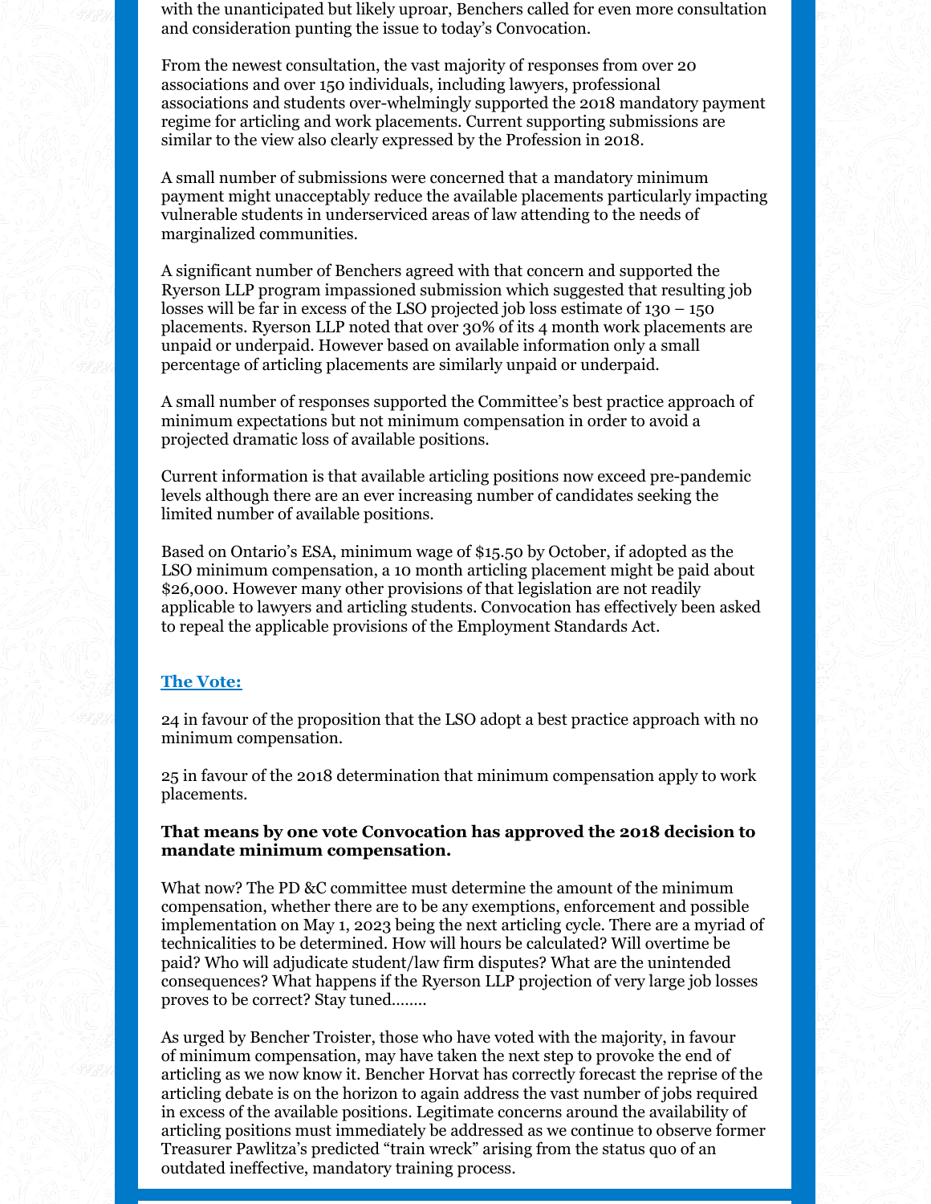with the unanticipated but likely uproar, Benchers called for even more consultation and consideration punting the issue to today's Convocation.

From the newest consultation, the vast majority of responses from over 20 associations and over 150 individuals, including lawyers, professional associations and students over-whelmingly supported the 2018 mandatory payment regime for articling and work placements. Current supporting submissions are similar to the view also clearly expressed by the Profession in 2018.

A small number of submissions were concerned that a mandatory minimum payment might unacceptably reduce the available placements particularly impacting vulnerable students in underserviced areas of law attending to the needs of marginalized communities.

A significant number of Benchers agreed with that concern and supported the Ryerson LLP program impassioned submission which suggested that resulting job losses will be far in excess of the LSO projected job loss estimate of 130 – 150 placements. Ryerson LLP noted that over 30% of its 4 month work placements are unpaid or underpaid. However based on available information only a small percentage of articling placements are similarly unpaid or underpaid.

A small number of responses supported the Committee's best practice approach of minimum expectations but not minimum compensation in order to avoid a projected dramatic loss of available positions.

Current information is that available articling positions now exceed pre-pandemic levels although there are an ever increasing number of candidates seeking the limited number of available positions.

Based on Ontario's ESA, minimum wage of $15.50 by October, if adopted as the LSO minimum compensation, a 10 month articling placement might be paid about $26,000. However many other provisions of that legislation are not readily applicable to lawyers and articling students. Convocation has effectively been asked to repeal the applicable provisions of the Employment Standards Act.

## The Vote:

24 in favour of the proposition that the LSO adopt a best practice approach with no minimum compensation.

25 in favour of the 2018 determination that minimum compensation apply to work placements.

**That means by one vote Convocation has approved the 2018 decision to mandate minimum compensation.**

What now? The PD &C committee must determine the amount of the minimum compensation, whether there are to be any exemptions, enforcement and possible implementation on May 1, 2023 being the next articling cycle. There are a myriad of technicalities to be determined. How will hours be calculated? Will overtime be paid? Who will adjudicate student/law firm disputes? What are the unintended consequences? What happens if the Ryerson LLP projection of very large job losses proves to be correct? Stay tuned……..

As urged by Bencher Troister, those who have voted with the majority, in favour of minimum compensation, may have taken the next step to provoke the end of articling as we now know it. Bencher Horvat has correctly forecast the reprise of the articling debate is on the horizon to again address the vast number of jobs required in excess of the available positions. Legitimate concerns around the availability of articling positions must immediately be addressed as we continue to observe former Treasurer Pawlitza's predicted "train wreck" arising from the status quo of an outdated ineffective, mandatory training process.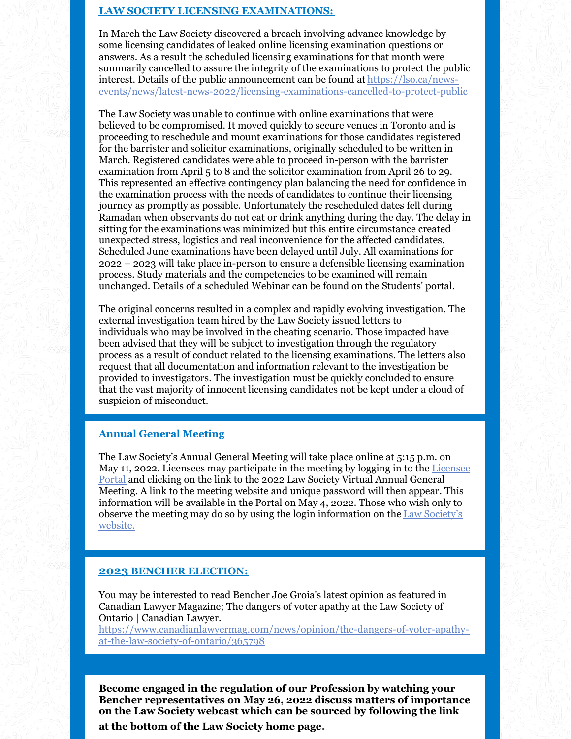## [LAW SOCIETY LICENSING EXAMINATIONS:]()

In March the Law Society discovered a breach involving advance knowledge by some licensing candidates of leaked online licensing examination questions or answers. As a result the scheduled licensing examinations for that month were summarily cancelled to assure the integrity of the examinations to protect the public interest. Details of the public announcement can be found at [https://lso.ca/news-events/news/latest-news-2022/licensing-examinations-cancelled-to-protect-public](https://lso.ca/news-events/news/latest-news-2022/licensing-examinations-cancelled-to-protect-public)

The Law Society was unable to continue with online examinations that were believed to be compromised. It moved quickly to secure venues in Toronto and is proceeding to reschedule and mount examinations for those candidates registered for the barrister and solicitor examinations, originally scheduled to be written in March. Registered candidates were able to proceed in-person with the barrister examination from April 5 to 8 and the solicitor examination from April 26 to 29. This represented an effective contingency plan balancing the need for confidence in the examination process with the needs of candidates to continue their licensing journey as promptly as possible. Unfortunately the rescheduled dates fell during Ramadan when observants do not eat or drink anything during the day. The delay in sitting for the examinations was minimized but this entire circumstance created unexpected stress, logistics and real inconvenience for the affected candidates. Scheduled June examinations have been delayed until July. All examinations for 2022 – 2023 will take place in-person to ensure a defensible licensing examination process. Study materials and the competencies to be examined will remain unchanged. Details of a scheduled Webinar can be found on the Students' portal.

The original concerns resulted in a complex and rapidly evolving investigation. The external investigation team hired by the Law Society issued letters to individuals who may be involved in the cheating scenario. Those impacted have been advised that they will be subject to investigation through the regulatory process as a result of conduct related to the licensing examinations. The letters also request that all documentation and information relevant to the investigation be provided to investigators. The investigation must be quickly concluded to ensure that the vast majority of innocent licensing candidates not be kept under a cloud of suspicion of misconduct.

## [Annual General Meeting]()

The Law Society's Annual General Meeting will take place online at 5:15 p.m. on May 11, 2022. Licensees may participate in the meeting by logging in to the [Licensee Portal]() and clicking on the link to the 2022 Law Society Virtual Annual General Meeting. A link to the meeting website and unique password will then appear. This information will be available in the Portal on May 4, 2022. Those who wish only to observe the meeting may do so by using the login information on the [Law Society's website.]()

## [2023 BENCHER ELECTION:]()

You may be interested to read Bencher Joe Groia's latest opinion as featured in Canadian Lawyer Magazine; The dangers of voter apathy at the Law Society of Ontario | Canadian Lawyer.
[https://www.canadianlawyermag.com/news/opinion/the-dangers-of-voter-apathy-at-the-law-society-of-ontario/365798](https://www.canadianlawyermag.com/news/opinion/the-dangers-of-voter-apathy-at-the-law-society-of-ontario/365798)

**Become engaged in the regulation of our Profession by watching your Bencher representatives on May 26, 2022 discuss matters of importance on the Law Society webcast which can be sourced by following the link at the bottom of the Law Society home page.**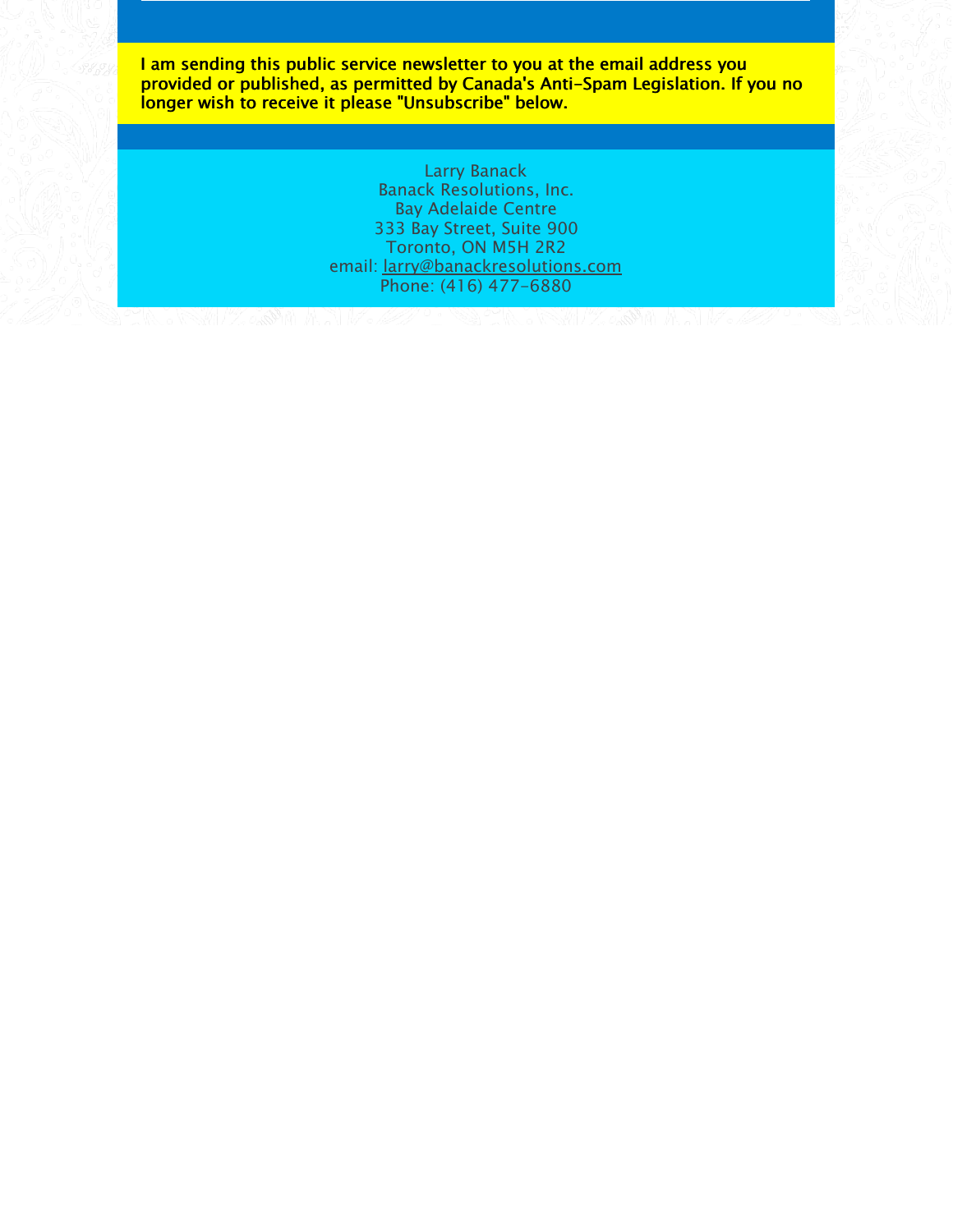**I am sending this public service newsletter to you at the email address you provided or published, as permitted by Canada's Anti-Spam Legislation. If you no longer wish to receive it please "Unsubscribe" below.**

Larry Banack
Banack Resolutions, Inc.
Bay Adelaide Centre
333 Bay Street, Suite 900
Toronto, ON M5H 2R2
email: larry@banackresolutions.com
Phone: (416) 477-6880